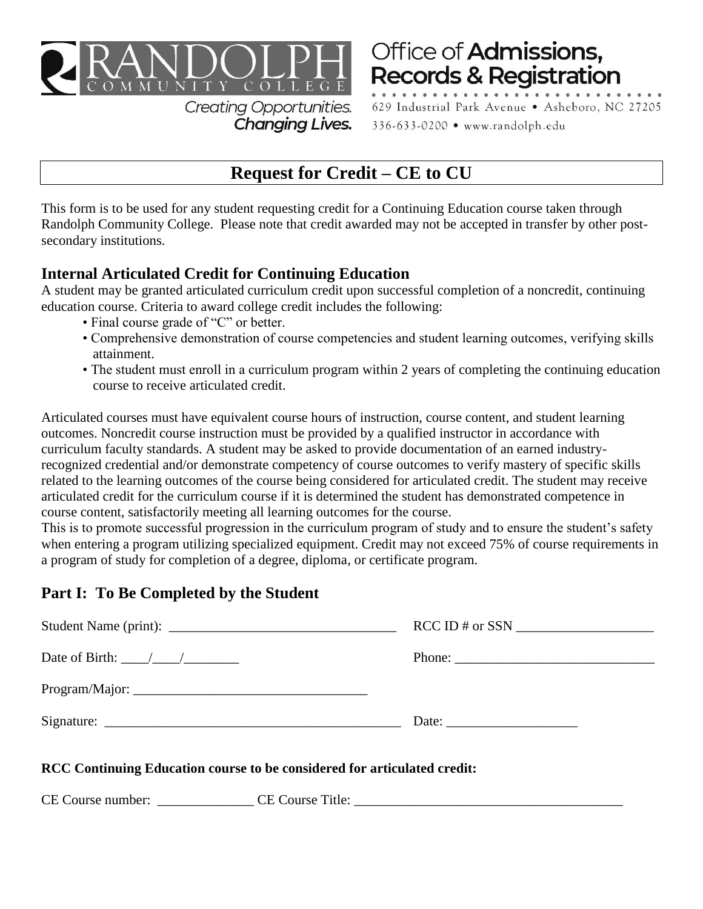RANDOLPH COMMUNITY COLLEGE

*Creating Opportunities. Changing Lives.*

Office of **Admissions, Records & Registration**

629 Industrial Park Avenue • Asheboro, NC 27205

336-633-0200 • www.randolph.edu

# Request for Credit – CE to CU

This form is to be used for any student requesting credit for a Continuing Education course taken through Randolph Community College. Please note that credit awarded may not be accepted in transfer by other post-secondary institutions.

## Internal Articulated Credit for Continuing Education

A student may be granted articulated curriculum credit upon successful completion of a noncredit, continuing education course. Criteria to award college credit includes the following:

- Final course grade of "C" or better.
- Comprehensive demonstration of course competencies and student learning outcomes, verifying skills attainment.
- The student must enroll in a curriculum program within 2 years of completing the continuing education course to receive articulated credit.

Articulated courses must have equivalent course hours of instruction, course content, and student learning outcomes. Noncredit course instruction must be provided by a qualified instructor in accordance with curriculum faculty standards. A student may be asked to provide documentation of an earned industry-recognized credential and/or demonstrate competency of course outcomes to verify mastery of specific skills related to the learning outcomes of the course being considered for articulated credit. The student may receive articulated credit for the curriculum course if it is determined the student has demonstrated competence in course content, satisfactorily meeting all learning outcomes for the course.
This is to promote successful progression in the curriculum program of study and to ensure the student's safety when entering a program utilizing specialized equipment. Credit may not exceed 75% of course requirements in a program of study for completion of a degree, diploma, or certificate program.

## Part I: To Be Completed by the Student

Student Name (print): _________________________________ RCC ID # or SSN ____________________

Date of Birth: ____/____/________ Phone: ______________________________

Program/Major: __________________________________

Signature: ____________________________________________ Date: ___________________

**RCC Continuing Education course to be considered for articulated credit:**

CE Course number: ______________ CE Course Title: ________________________________________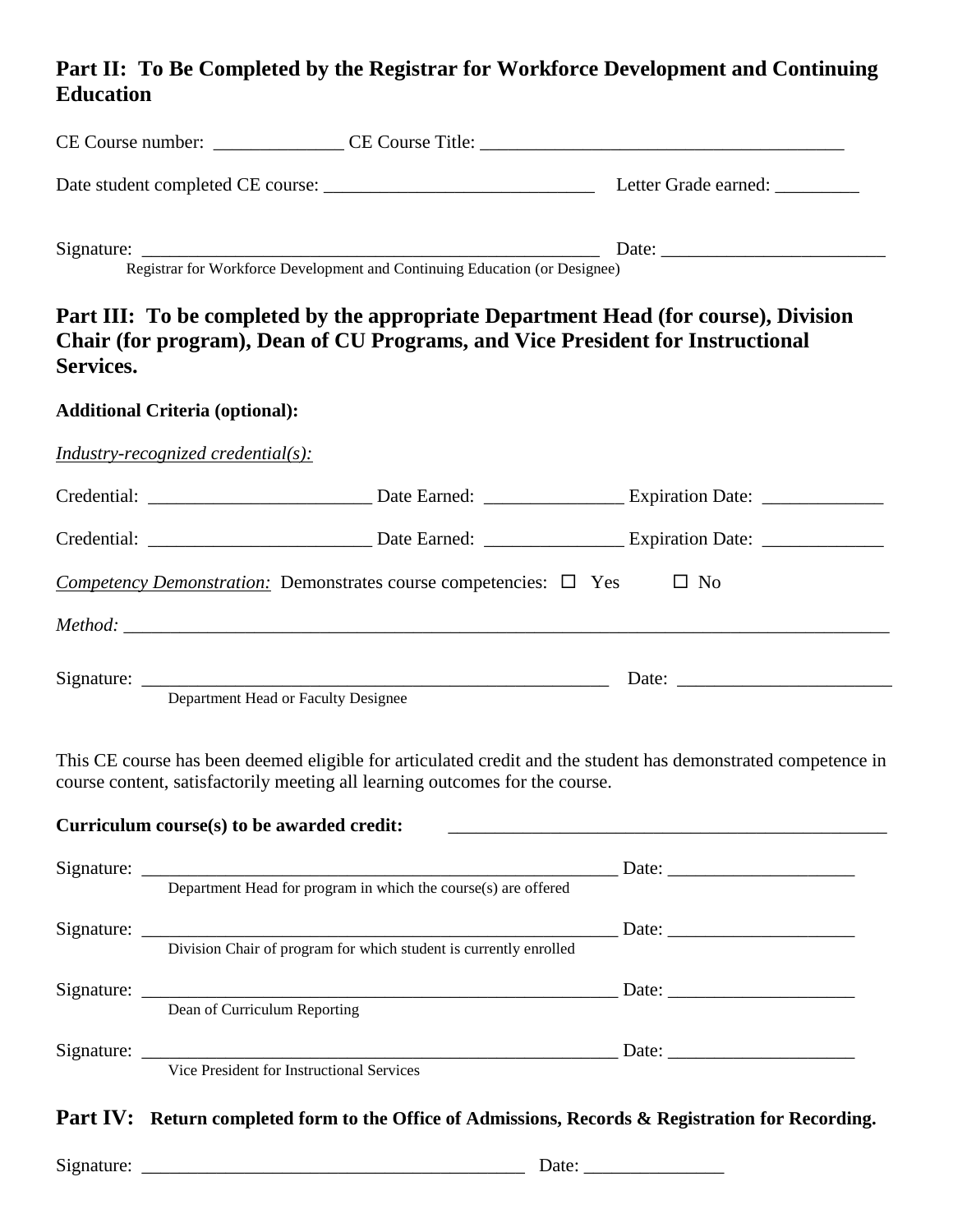## Part II: To Be Completed by the Registrar for Workforce Development and Continuing Education

CE Course number: ______________ CE Course Title: ________________________________________

Date student completed CE course: _____________________________ Letter Grade earned: _________

Signature: __________________________________________________ Date: ________________________
Registrar for Workforce Development and Continuing Education (or Designee)

## Part III: To be completed by the appropriate Department Head (for course), Division Chair (for program), Dean of CU Programs, and Vice President for Instructional Services.

**Additional Criteria (optional):**

*Industry-recognized credential(s):*

Credential: ________________________ Date Earned: _______________ Expiration Date: _____________

Credential: ________________________ Date Earned: _______________ Expiration Date: _____________

*Competency Demonstration:* Demonstrates course competencies: ☐ Yes ☐ No

*Method:* ____________________________________________________________________________________

Signature: ___________________________________________________ Date: _______________________
Department Head or Faculty Designee

This CE course has been deemed eligible for articulated credit and the student has demonstrated competence in course content, satisfactorily meeting all learning outcomes for the course.

**Curriculum course(s) to be awarded credit:** ________________________________________________

Signature: _____________________________________________________ Date: ____________________
Department Head for program in which the course(s) are offered

Signature: _____________________________________________________ Date: ____________________
Division Chair of program for which student is currently enrolled

Signature: _____________________________________________________ Date: ____________________
Dean of Curriculum Reporting

Signature: _____________________________________________________ Date: ____________________
Vice President for Instructional Services

## Part IV: Return completed form to the Office of Admissions, Records & Registration for Recording.

Signature: __________________________________________ Date: _______________